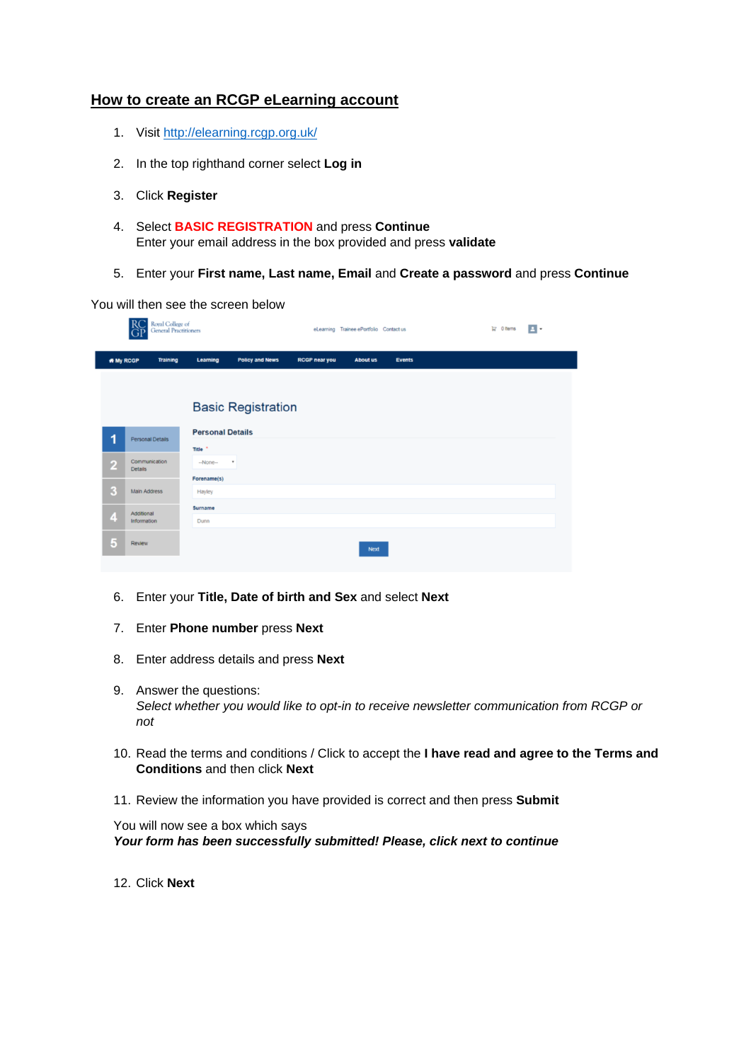# How to create an RCGP eLearning account

1. Visit http://elearning.rcgp.org.uk/

2. In the top righthand corner select **Log in**

3. Click **Register**

4. Select **BASIC REGISTRATION** and press **Continue**
   Enter your email address in the box provided and press **validate**

5. Enter your **First name, Last name, Email** and **Create a password** and press **Continue**

You will then see the screen below

6. Enter your **Title, Date of birth and Sex** and select **Next**

7. Enter **Phone number** press **Next**

8. Enter address details and press **Next**

9. Answer the questions:
   *Select whether you would like to opt-in to receive newsletter communication from RCGP or not*

10. Read the terms and conditions / Click to accept the **I have read and agree to the Terms and Conditions** and then click **Next**

11. Review the information you have provided is correct and then press **Submit**

    You will now see a box which says
    ***Your form has been successfully submitted! Please, click next to continue***

12. Click **Next**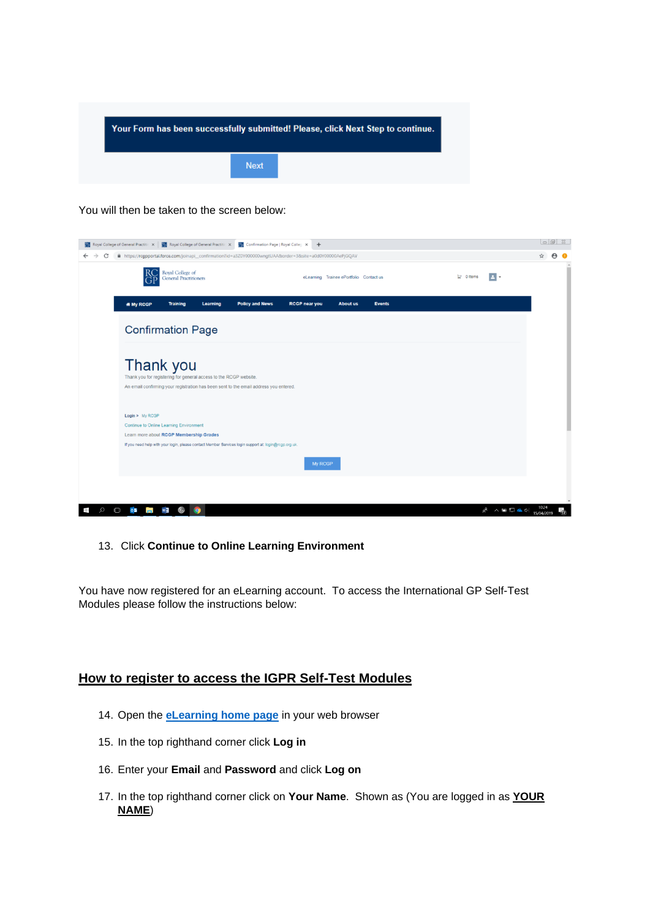You will then be taken to the screen below:

13. Click **Continue to Online Learning Environment**

You have now registered for an eLearning account. To access the International GP Self-Test Modules please follow the instructions below:

## How to register to access the IGPR Self-Test Modules

14. Open the **eLearning home page** in your web browser
15. In the top righthand corner click **Log in**
16. Enter your **Email** and **Password** and click **Log on**
17. In the top righthand corner click on **Your Name**. Shown as (You are logged in as **YOUR NAME**)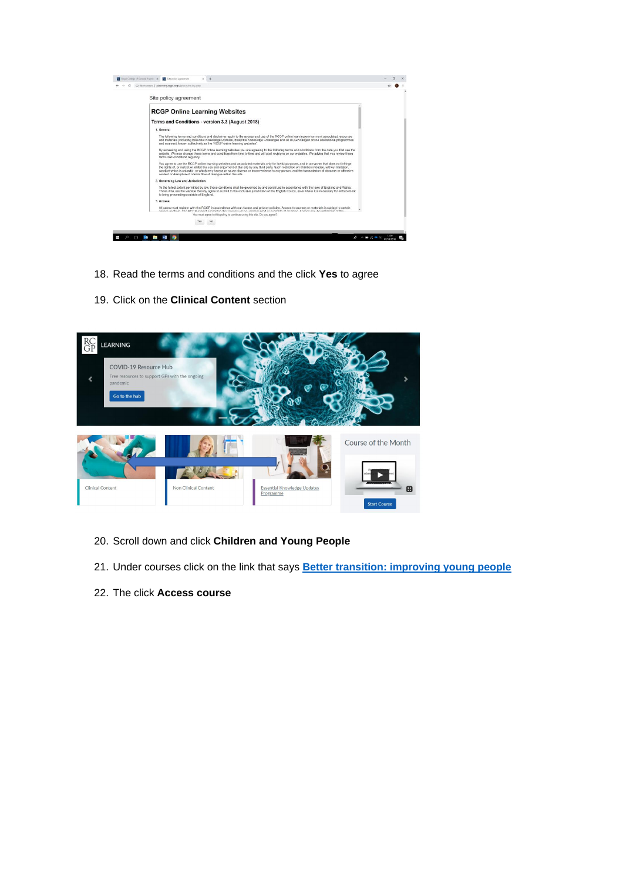18. Read the terms and conditions and the click **Yes** to agree

19. Click on the **Clinical Content** section

20. Scroll down and click **Children and Young People**

21. Under courses click on the link that says **Better transition: improving young people**

22. The click **Access course**